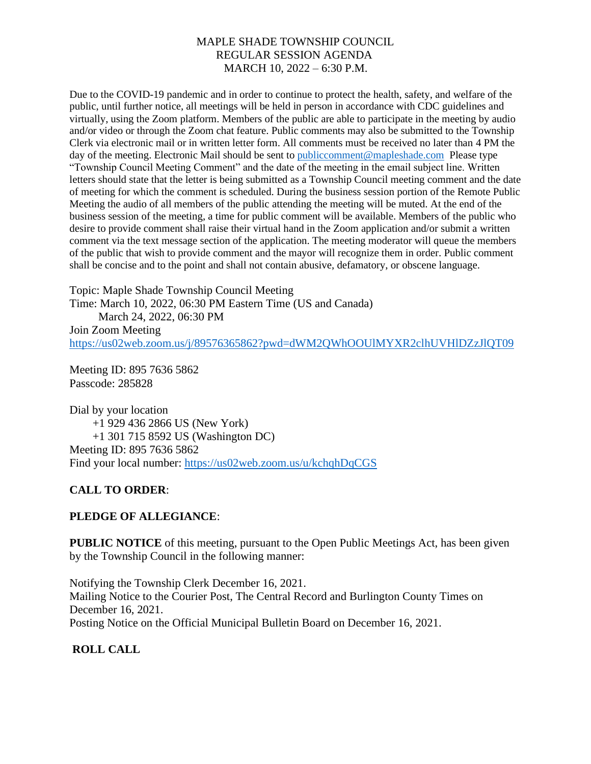# MAPLE SHADE TOWNSHIP COUNCIL
## REGULAR SESSION AGENDA
## MARCH 10, 2022 – 6:30 P.M.

Due to the COVID-19 pandemic and in order to continue to protect the health, safety, and welfare of the public, until further notice, all meetings will be held in person in accordance with CDC guidelines and virtually, using the Zoom platform. Members of the public are able to participate in the meeting by audio and/or video or through the Zoom chat feature. Public comments may also be submitted to the Township Clerk via electronic mail or in written letter form. All comments must be received no later than 4 PM the day of the meeting. Electronic Mail should be sent to publiccomment@mapleshade.com Please type "Township Council Meeting Comment" and the date of the meeting in the email subject line. Written letters should state that the letter is being submitted as a Township Council meeting comment and the date of meeting for which the comment is scheduled. During the business session portion of the Remote Public Meeting the audio of all members of the public attending the meeting will be muted. At the end of the business session of the meeting, a time for public comment will be available. Members of the public who desire to provide comment shall raise their virtual hand in the Zoom application and/or submit a written comment via the text message section of the application. The meeting moderator will queue the members of the public that wish to provide comment and the mayor will recognize them in order. Public comment shall be concise and to the point and shall not contain abusive, defamatory, or obscene language.

Topic: Maple Shade Township Council Meeting
Time: March 10, 2022, 06:30 PM Eastern Time (US and Canada)
March 24, 2022, 06:30 PM
Join Zoom Meeting
https://us02web.zoom.us/j/89576365862?pwd=dWM2QWhOOUlMYXR2clhUVHlDZzJlQT09

Meeting ID: 895 7636 5862
Passcode: 285828

Dial by your location
+1 929 436 2866 US (New York)
+1 301 715 8592 US (Washington DC)
Meeting ID: 895 7636 5862
Find your local number: https://us02web.zoom.us/u/kchqhDqCGS

**CALL TO ORDER**:

**PLEDGE OF ALLEGIANCE**:

**PUBLIC NOTICE** of this meeting, pursuant to the Open Public Meetings Act, has been given by the Township Council in the following manner:

Notifying the Township Clerk December 16, 2021.
Mailing Notice to the Courier Post, The Central Record and Burlington County Times on December 16, 2021.
Posting Notice on the Official Municipal Bulletin Board on December 16, 2021.

**ROLL CALL**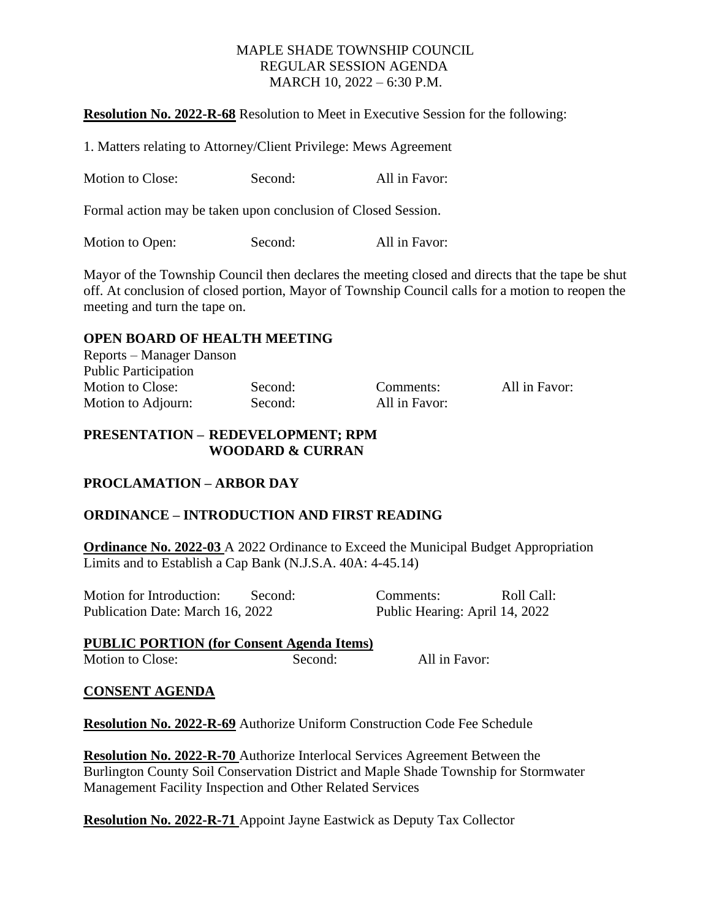MAPLE SHADE TOWNSHIP COUNCIL
REGULAR SESSION AGENDA
MARCH 10, 2022 – 6:30 P.M.

**Resolution No. 2022-R-68** Resolution to Meet in Executive Session for the following:

1. Matters relating to Attorney/Client Privilege: Mews Agreement

Motion to Close: Second: All in Favor:

Formal action may be taken upon conclusion of Closed Session.

Motion to Open: Second: All in Favor:

Mayor of the Township Council then declares the meeting closed and directs that the tape be shut off. At conclusion of closed portion, Mayor of Township Council calls for a motion to reopen the meeting and turn the tape on.

**OPEN BOARD OF HEALTH MEETING**

Reports – Manager Danson
Public Participation
Motion to Close: Second: Comments: All in Favor:
Motion to Adjourn: Second: All in Favor:

**PRESENTATION – REDEVELOPMENT; RPM**
**WOODARD & CURRAN**

**PROCLAMATION – ARBOR DAY**

**ORDINANCE – INTRODUCTION AND FIRST READING**

**Ordinance No. 2022-03** A 2022 Ordinance to Exceed the Municipal Budget Appropriation Limits and to Establish a Cap Bank (N.J.S.A. 40A: 4-45.14)

Motion for Introduction: Second: Comments: Roll Call:
Publication Date: March 16, 2022 Public Hearing: April 14, 2022

**PUBLIC PORTION (for Consent Agenda Items)**

Motion to Close: Second: All in Favor:

**CONSENT AGENDA**

**Resolution No. 2022-R-69** Authorize Uniform Construction Code Fee Schedule

**Resolution No. 2022-R-70** Authorize Interlocal Services Agreement Between the Burlington County Soil Conservation District and Maple Shade Township for Stormwater Management Facility Inspection and Other Related Services

**Resolution No. 2022-R-71** Appoint Jayne Eastwick as Deputy Tax Collector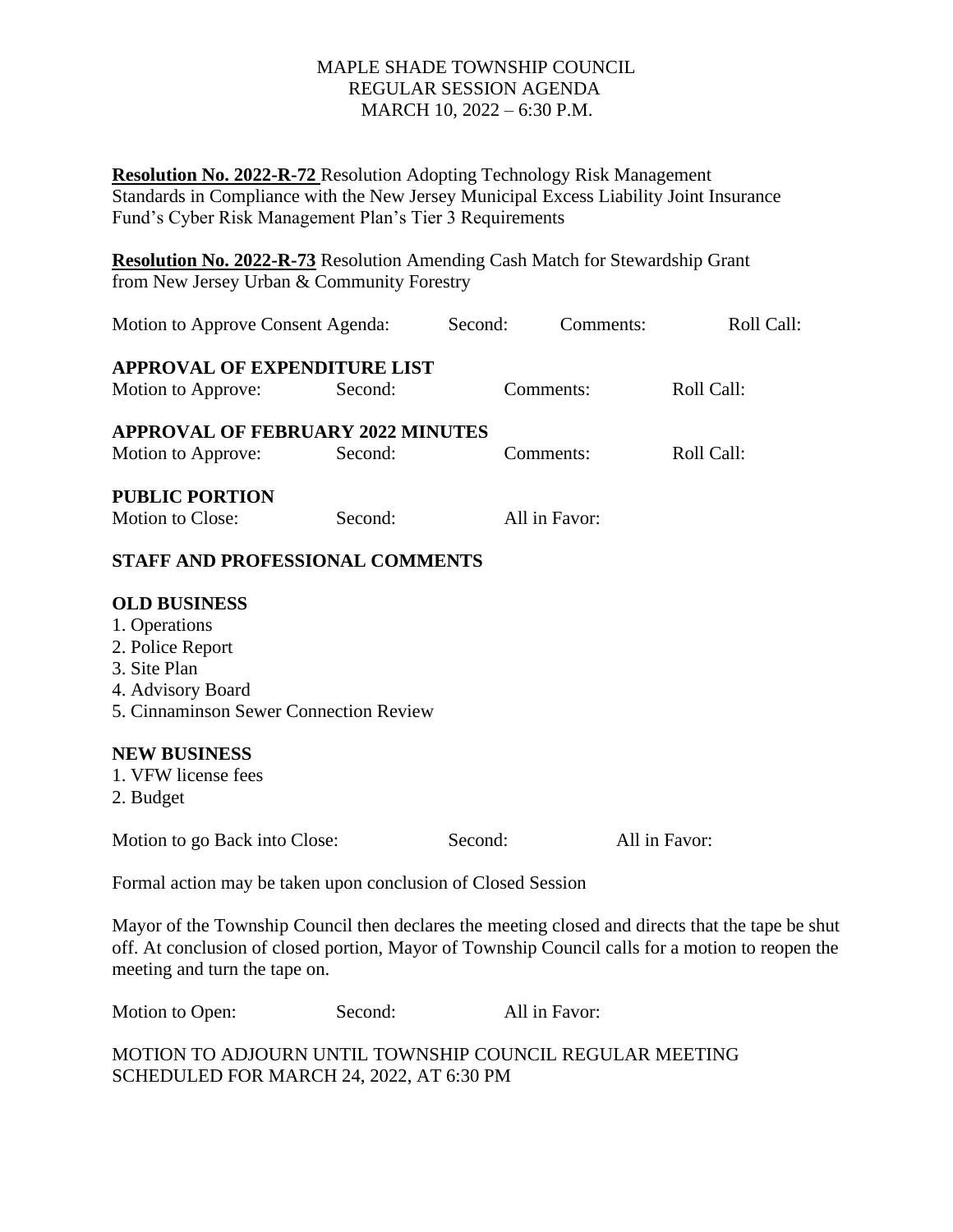MAPLE SHADE TOWNSHIP COUNCIL
REGULAR SESSION AGENDA
MARCH 10, 2022 – 6:30 P.M.

**Resolution No. 2022-R-72** Resolution Adopting Technology Risk Management Standards in Compliance with the New Jersey Municipal Excess Liability Joint Insurance Fund's Cyber Risk Management Plan's Tier 3 Requirements

**Resolution No. 2022-R-73** Resolution Amending Cash Match for Stewardship Grant from New Jersey Urban & Community Forestry

Motion to Approve Consent Agenda: Second: Comments: Roll Call:

**APPROVAL OF EXPENDITURE LIST**

Motion to Approve: Second: Comments: Roll Call:

**APPROVAL OF FEBRUARY 2022 MINUTES**

Motion to Approve: Second: Comments: Roll Call:

**PUBLIC PORTION**

Motion to Close: Second: All in Favor:

**STAFF AND PROFESSIONAL COMMENTS**

**OLD BUSINESS**

1. Operations
2. Police Report
3. Site Plan
4. Advisory Board
5. Cinnaminson Sewer Connection Review

**NEW BUSINESS**

1. VFW license fees
2. Budget

Motion to go Back into Close: Second: All in Favor:

Formal action may be taken upon conclusion of Closed Session

Mayor of the Township Council then declares the meeting closed and directs that the tape be shut off. At conclusion of closed portion, Mayor of Township Council calls for a motion to reopen the meeting and turn the tape on.

Motion to Open: Second: All in Favor:

MOTION TO ADJOURN UNTIL TOWNSHIP COUNCIL REGULAR MEETING SCHEDULED FOR MARCH 24, 2022, AT 6:30 PM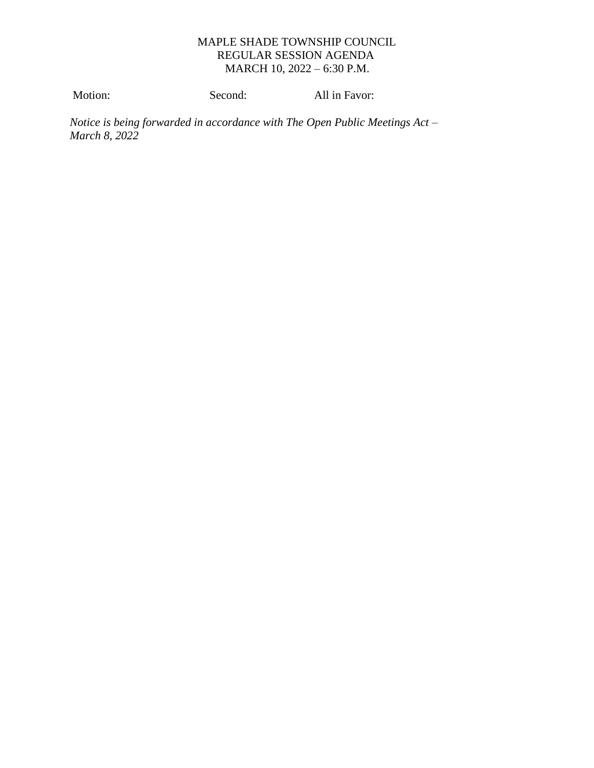MAPLE SHADE TOWNSHIP COUNCIL
REGULAR SESSION AGENDA
MARCH 10, 2022 – 6:30 P.M.

Motion: Second: All in Favor:

*Notice is being forwarded in accordance with The Open Public Meetings Act – March 8, 2022*